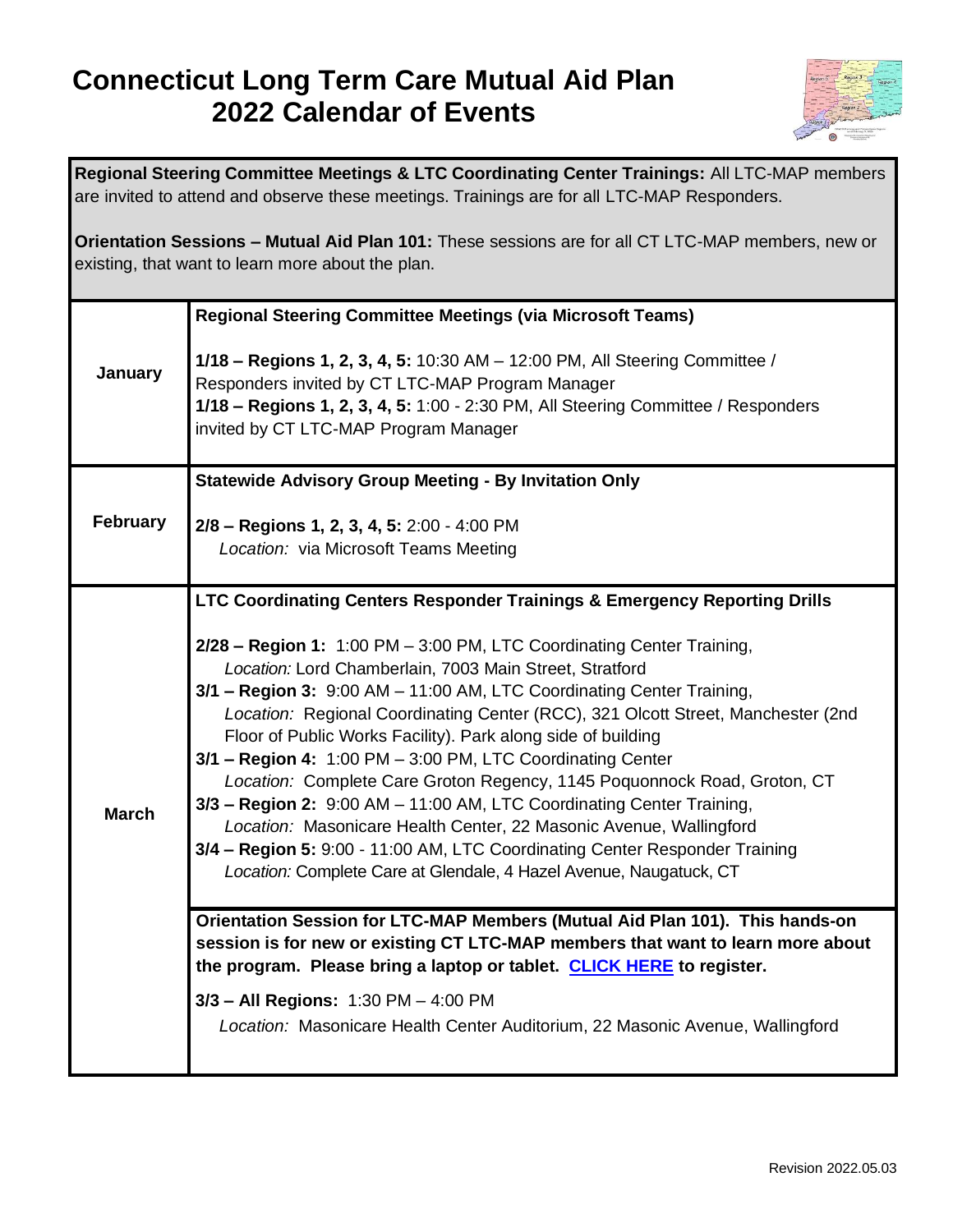# Connecticut Long Term Care Mutual Aid Plan 2022 Calendar of Events

**Regional Steering Committee Meetings & LTC Coordinating Center Trainings:** All LTC-MAP members are invited to attend and observe these meetings. Trainings are for all LTC-MAP Responders.

**Orientation Sessions – Mutual Aid Plan 101:** These sessions are for all CT LTC-MAP members, new or existing, that want to learn more about the plan.

| Month | Events |
| --- | --- |
| **January** | **Regional Steering Committee Meetings (via Microsoft Teams)**<br><br>**1/18 – Regions 1, 2, 3, 4, 5:** 10:30 AM – 12:00 PM, All Steering Committee / Responders invited by CT LTC-MAP Program Manager<br>**1/18 – Regions 1, 2, 3, 4, 5:** 1:00 - 2:30 PM, All Steering Committee / Responders invited by CT LTC-MAP Program Manager |
| **February** | **Statewide Advisory Group Meeting - By Invitation Only**<br><br>**2/8 – Regions 1, 2, 3, 4, 5:** 2:00 - 4:00 PM<br>*Location:* via Microsoft Teams Meeting |
| **March** | **LTC Coordinating Centers Responder Trainings & Emergency Reporting Drills**<br><br>**2/28 – Region 1:** 1:00 PM – 3:00 PM, LTC Coordinating Center Training,<br>*Location:* Lord Chamberlain, 7003 Main Street, Stratford<br>**3/1 – Region 3:** 9:00 AM – 11:00 AM, LTC Coordinating Center Training,<br>*Location:* Regional Coordinating Center (RCC), 321 Olcott Street, Manchester (2nd Floor of Public Works Facility). Park along side of building<br>**3/1 – Region 4:** 1:00 PM – 3:00 PM, LTC Coordinating Center<br>*Location:* Complete Care Groton Regency, 1145 Poquonnock Road, Groton, CT<br>**3/3 – Region 2:** 9:00 AM – 11:00 AM, LTC Coordinating Center Training,<br>*Location:* Masonicare Health Center, 22 Masonic Avenue, Wallingford<br>**3/4 – Region 5:** 9:00 - 11:00 AM, LTC Coordinating Center Responder Training<br>*Location:* Complete Care at Glendale, 4 Hazel Avenue, Naugatuck, CT<br><br>**Orientation Session for LTC-MAP Members (Mutual Aid Plan 101). This hands-on session is for new or existing CT LTC-MAP members that want to learn more about the program. Please bring a laptop or tablet. CLICK HERE to register.**<br><br>**3/3 – All Regions:** 1:30 PM – 4:00 PM<br>*Location:* Masonicare Health Center Auditorium, 22 Masonic Avenue, Wallingford |

Revision 2022.05.03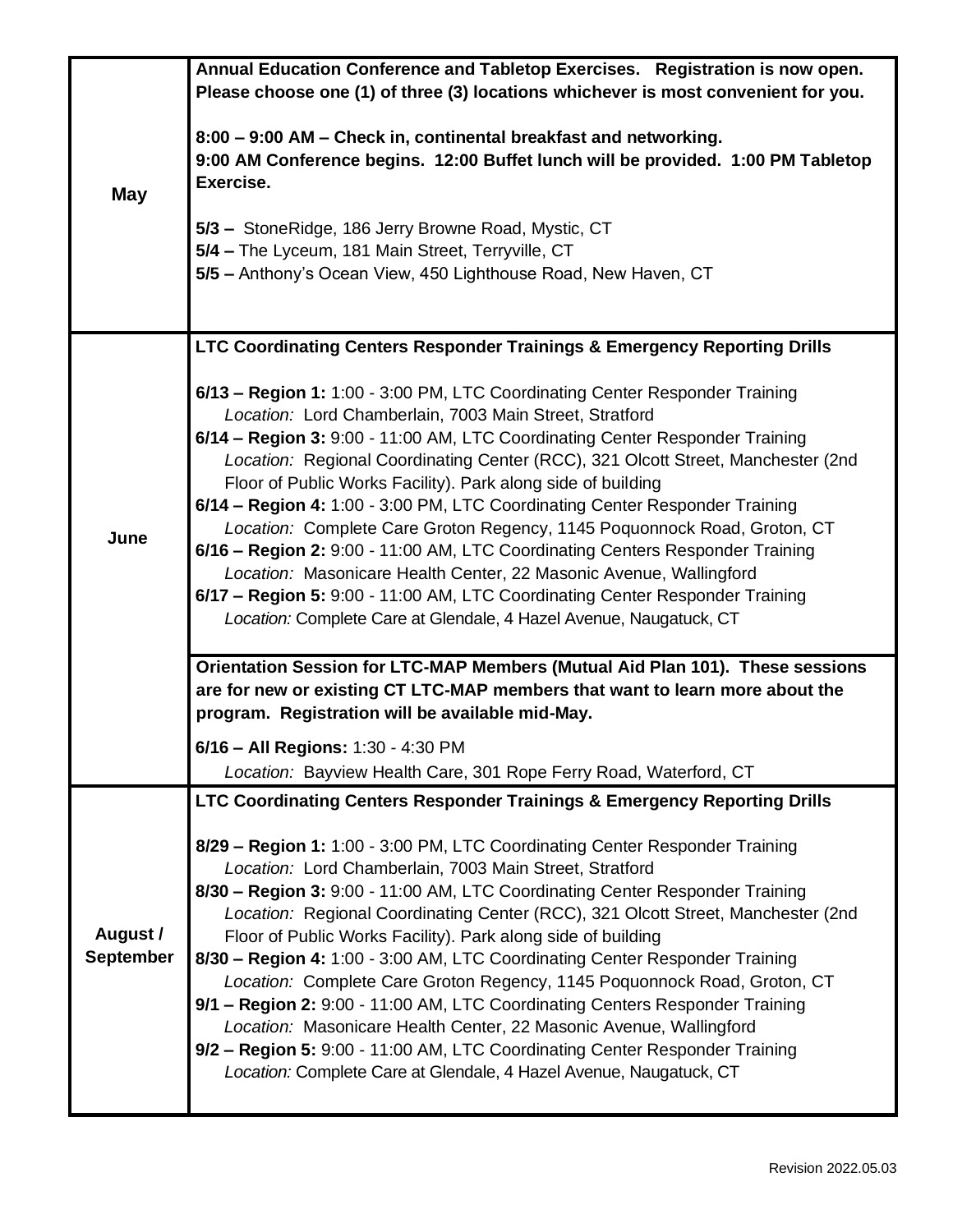| Month | Events |
|---|---|
| **May** | **Annual Education Conference and Tabletop Exercises. Registration is now open. Please choose one (1) of three (3) locations whichever is most convenient for you.**<br><br>**8:00 – 9:00 AM – Check in, continental breakfast and networking.**<br>**9:00 AM Conference begins. 12:00 Buffet lunch will be provided. 1:00 PM Tabletop Exercise.**<br><br>**5/3 –** StoneRidge, 186 Jerry Browne Road, Mystic, CT<br>**5/4 –** The Lyceum, 181 Main Street, Terryville, CT<br>**5/5 –** Anthony's Ocean View, 450 Lighthouse Road, New Haven, CT |
| **June** | **LTC Coordinating Centers Responder Trainings & Emergency Reporting Drills**<br><br>**6/13 – Region 1:** 1:00 - 3:00 PM, LTC Coordinating Center Responder Training<br>*Location:* Lord Chamberlain, 7003 Main Street, Stratford<br>**6/14 – Region 3:** 9:00 - 11:00 AM, LTC Coordinating Center Responder Training<br>*Location:* Regional Coordinating Center (RCC), 321 Olcott Street, Manchester (2nd Floor of Public Works Facility). Park along side of building<br>**6/14 – Region 4:** 1:00 - 3:00 PM, LTC Coordinating Center Responder Training<br>*Location:* Complete Care Groton Regency, 1145 Poquonnock Road, Groton, CT<br>**6/16 – Region 2:** 9:00 - 11:00 AM, LTC Coordinating Centers Responder Training<br>*Location:* Masonicare Health Center, 22 Masonic Avenue, Wallingford<br>**6/17 – Region 5:** 9:00 - 11:00 AM, LTC Coordinating Center Responder Training<br>*Location:* Complete Care at Glendale, 4 Hazel Avenue, Naugatuck, CT<br><br>**Orientation Session for LTC-MAP Members (Mutual Aid Plan 101). These sessions are for new or existing CT LTC-MAP members that want to learn more about the program. Registration will be available mid-May.**<br><br>**6/16 – All Regions:** 1:30 - 4:30 PM<br>*Location:* Bayview Health Care, 301 Rope Ferry Road, Waterford, CT |
| **August / September** | **LTC Coordinating Centers Responder Trainings & Emergency Reporting Drills**<br><br>**8/29 – Region 1:** 1:00 - 3:00 PM, LTC Coordinating Center Responder Training<br>*Location:* Lord Chamberlain, 7003 Main Street, Stratford<br>**8/30 – Region 3:** 9:00 - 11:00 AM, LTC Coordinating Center Responder Training<br>*Location:* Regional Coordinating Center (RCC), 321 Olcott Street, Manchester (2nd Floor of Public Works Facility). Park along side of building<br>**8/30 – Region 4:** 1:00 - 3:00 AM, LTC Coordinating Center Responder Training<br>*Location:* Complete Care Groton Regency, 1145 Poquonnock Road, Groton, CT<br>**9/1 – Region 2:** 9:00 - 11:00 AM, LTC Coordinating Centers Responder Training<br>*Location:* Masonicare Health Center, 22 Masonic Avenue, Wallingford<br>**9/2 – Region 5:** 9:00 - 11:00 AM, LTC Coordinating Center Responder Training<br>*Location:* Complete Care at Glendale, 4 Hazel Avenue, Naugatuck, CT |

Revision 2022.05.03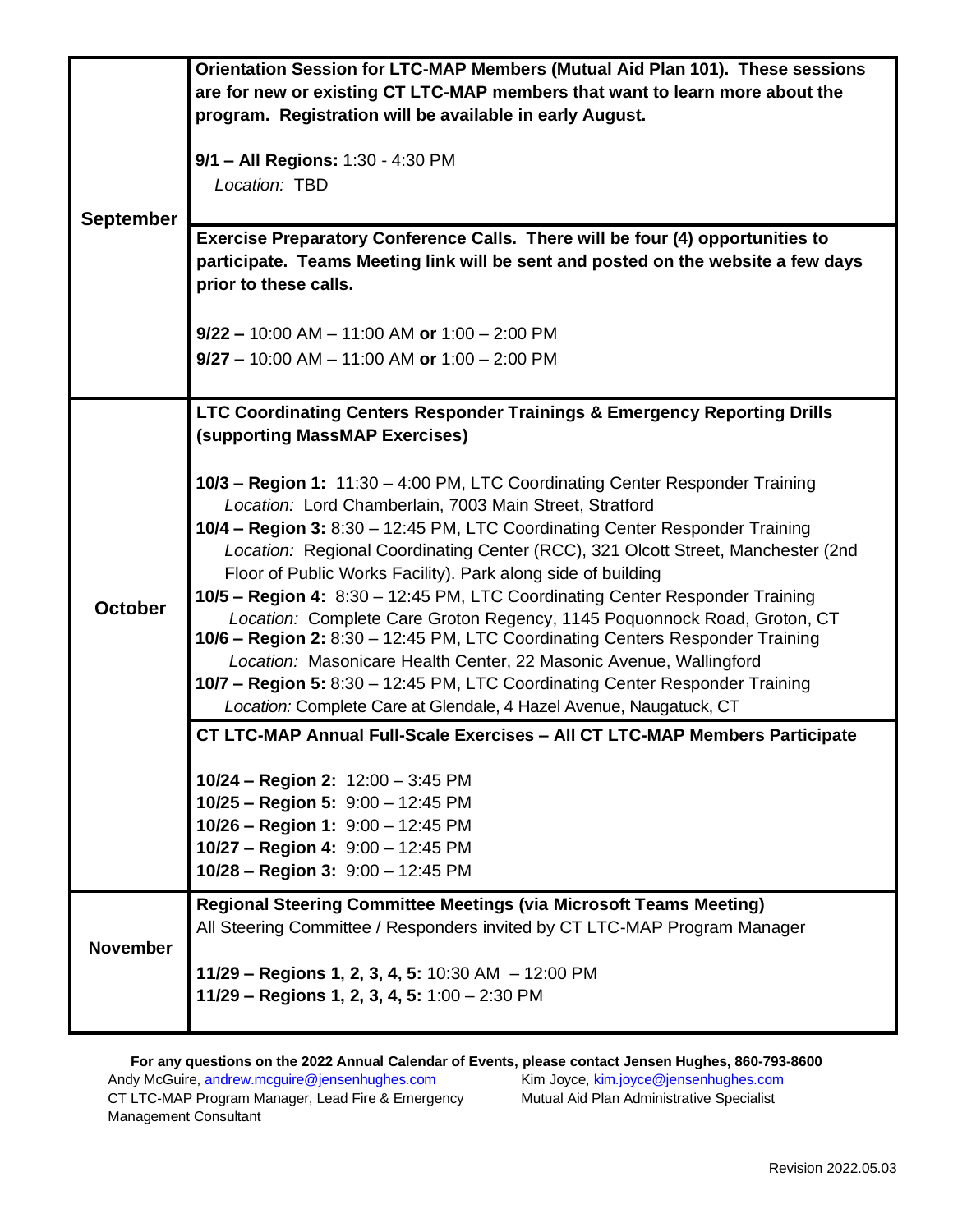| | |
|---|---|
| **September** | **Orientation Session for LTC-MAP Members (Mutual Aid Plan 101). These sessions are for new or existing CT LTC-MAP members that want to learn more about the program. Registration will be available in early August.**<br><br>**9/1 – All Regions:** 1:30 - 4:30 PM<br>*Location:* TBD |
| | **Exercise Preparatory Conference Calls. There will be four (4) opportunities to participate. Teams Meeting link will be sent and posted on the website a few days prior to these calls.**<br><br>**9/22 –** 10:00 AM – 11:00 AM **or** 1:00 – 2:00 PM<br>**9/27 –** 10:00 AM – 11:00 AM **or** 1:00 – 2:00 PM |
| **October** | **LTC Coordinating Centers Responder Trainings & Emergency Reporting Drills (supporting MassMAP Exercises)**<br><br>**10/3 – Region 1:** 11:30 – 4:00 PM, LTC Coordinating Center Responder Training<br>*Location:* Lord Chamberlain, 7003 Main Street, Stratford<br>**10/4 – Region 3:** 8:30 – 12:45 PM, LTC Coordinating Center Responder Training<br>*Location:* Regional Coordinating Center (RCC), 321 Olcott Street, Manchester (2nd Floor of Public Works Facility). Park along side of building<br>**10/5 – Region 4:** 8:30 – 12:45 PM, LTC Coordinating Center Responder Training<br>*Location:* Complete Care Groton Regency, 1145 Poquonnock Road, Groton, CT<br>**10/6 – Region 2:** 8:30 – 12:45 PM, LTC Coordinating Centers Responder Training<br>*Location:* Masonicare Health Center, 22 Masonic Avenue, Wallingford<br>**10/7 – Region 5:** 8:30 – 12:45 PM, LTC Coordinating Center Responder Training<br>*Location:* Complete Care at Glendale, 4 Hazel Avenue, Naugatuck, CT |
| | **CT LTC-MAP Annual Full-Scale Exercises – All CT LTC-MAP Members Participate**<br><br>**10/24 – Region 2:** 12:00 – 3:45 PM<br>**10/25 – Region 5:** 9:00 – 12:45 PM<br>**10/26 – Region 1:** 9:00 – 12:45 PM<br>**10/27 – Region 4:** 9:00 – 12:45 PM<br>**10/28 – Region 3:** 9:00 – 12:45 PM |
| **November** | **Regional Steering Committee Meetings (via Microsoft Teams Meeting)**<br>All Steering Committee / Responders invited by CT LTC-MAP Program Manager<br><br>**11/29 – Regions 1, 2, 3, 4, 5:** 10:30 AM – 12:00 PM<br>**11/29 – Regions 1, 2, 3, 4, 5:** 1:00 – 2:30 PM |

**For any questions on the 2022 Annual Calendar of Events, please contact Jensen Hughes, 860-793-8600**

Andy McGuire, andrew.mcguire@jensenhughes.com
CT LTC-MAP Program Manager, Lead Fire & Emergency Management Consultant

Kim Joyce, kim.joyce@jensenhughes.com
Mutual Aid Plan Administrative Specialist

Revision 2022.05.03